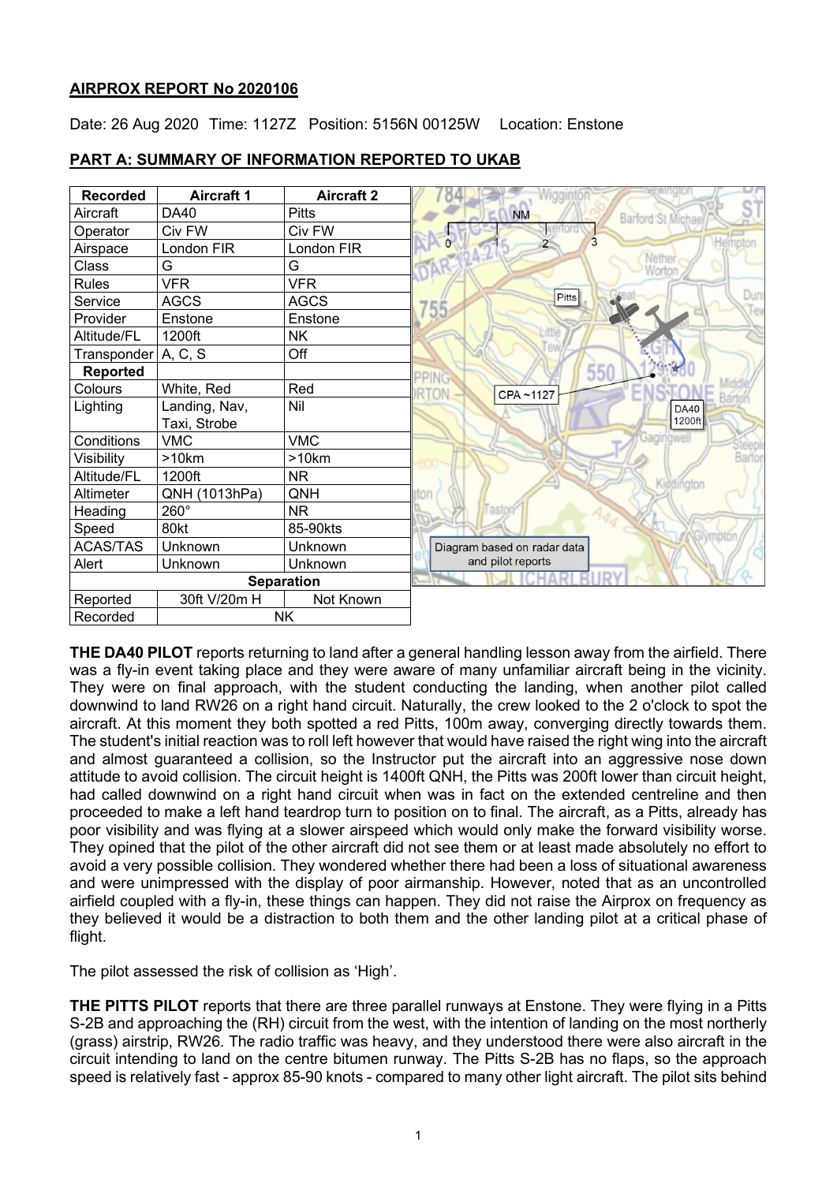**AIRPROX REPORT No 2020106**

Date: 26 Aug 2020 Time: 1127Z Position: 5156N 00125W Location: Enstone

**PART A: SUMMARY OF INFORMATION REPORTED TO UKAB**

| Recorded | Aircraft 1 | Aircraft 2 |
|---|---|---|
| Aircraft | DA40 | Pitts |
| Operator | Civ FW | Civ FW |
| Airspace | London FIR | London FIR |
| Class | G | G |
| Rules | VFR | VFR |
| Service | AGCS | AGCS |
| Provider | Enstone | Enstone |
| Altitude/FL | 1200ft | NK |
| Transponder | A, C, S | Off |
| **Reported** | | |
| Colours | White, Red | Red |
| Lighting | Landing, Nav, Taxi, Strobe | Nil |
| Conditions | VMC | VMC |
| Visibility | >10km | >10km |
| Altitude/FL | 1200ft | NR |
| Altimeter | QNH (1013hPa) | QNH |
| Heading | 260° | NR |
| Speed | 80kt | 85-90kts |
| ACAS/TAS | Unknown | Unknown |
| Alert | Unknown | Unknown |
| **Separation** | | |
| Reported | 30ft V/20m H | Not Known |
| Recorded | NK | |

Diagram based on radar data and pilot reports

**THE DA40 PILOT** reports returning to land after a general handling lesson away from the airfield. There was a fly-in event taking place and they were aware of many unfamiliar aircraft being in the vicinity. They were on final approach, with the student conducting the landing, when another pilot called downwind to land RW26 on a right hand circuit. Naturally, the crew looked to the 2 o'clock to spot the aircraft. At this moment they both spotted a red Pitts, 100m away, converging directly towards them. The student's initial reaction was to roll left however that would have raised the right wing into the aircraft and almost guaranteed a collision, so the Instructor put the aircraft into an aggressive nose down attitude to avoid collision. The circuit height is 1400ft QNH, the Pitts was 200ft lower than circuit height, had called downwind on a right hand circuit when was in fact on the extended centreline and then proceeded to make a left hand teardrop turn to position on to final. The aircraft, as a Pitts, already has poor visibility and was flying at a slower airspeed which would only make the forward visibility worse. They opined that the pilot of the other aircraft did not see them or at least made absolutely no effort to avoid a very possible collision. They wondered whether there had been a loss of situational awareness and were unimpressed with the display of poor airmanship. However, noted that as an uncontrolled airfield coupled with a fly-in, these things can happen. They did not raise the Airprox on frequency as they believed it would be a distraction to both them and the other landing pilot at a critical phase of flight.

The pilot assessed the risk of collision as 'High'.

**THE PITTS PILOT** reports that there are three parallel runways at Enstone. They were flying in a Pitts S-2B and approaching the (RH) circuit from the west, with the intention of landing on the most northerly (grass) airstrip, RW26. The radio traffic was heavy, and they understood there were also aircraft in the circuit intending to land on the centre bitumen runway. The Pitts S-2B has no flaps, so the approach speed is relatively fast - approx 85-90 knots - compared to many other light aircraft. The pilot sits behind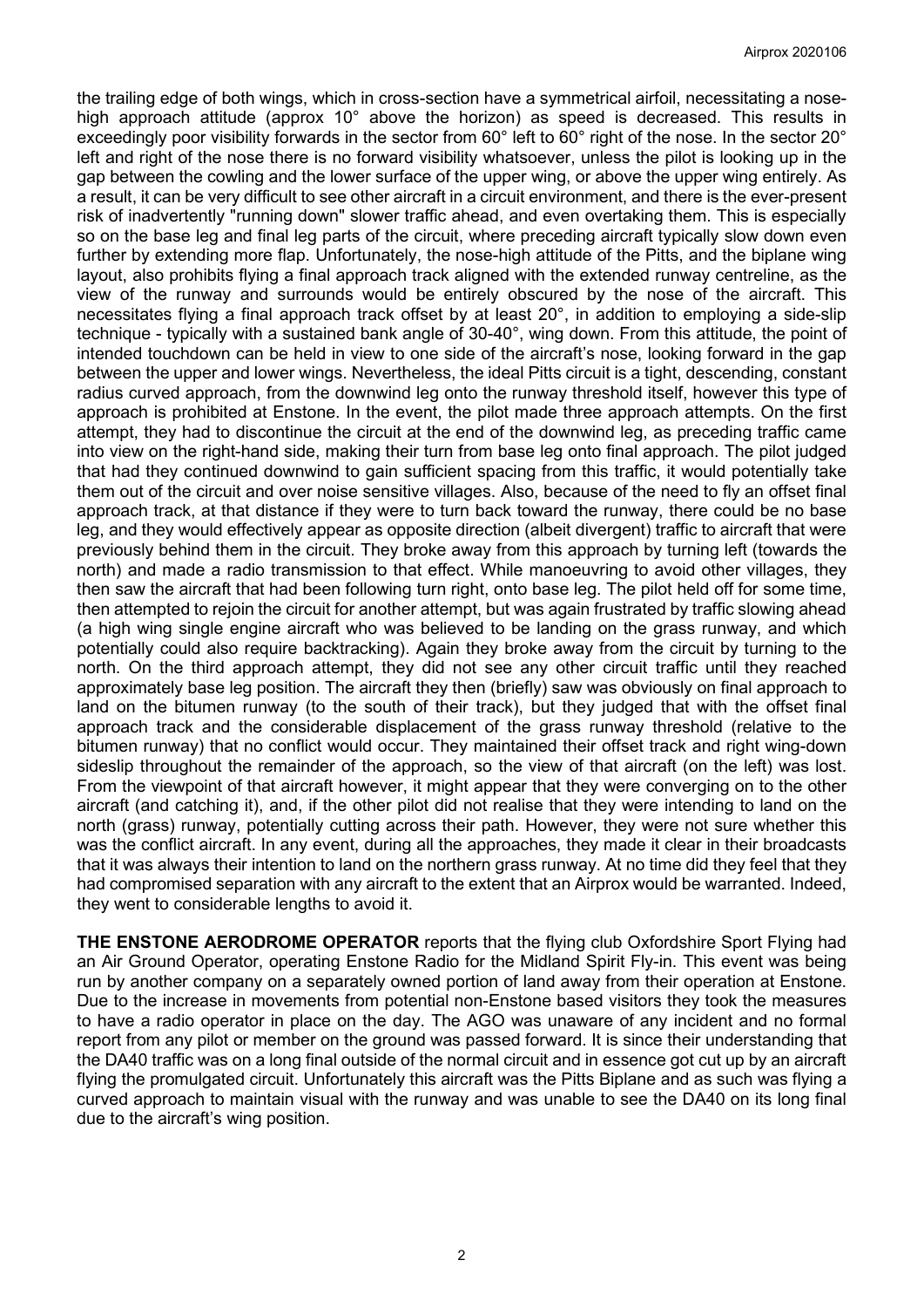the trailing edge of both wings, which in cross-section have a symmetrical airfoil, necessitating a nose-high approach attitude (approx 10° above the horizon) as speed is decreased. This results in exceedingly poor visibility forwards in the sector from 60° left to 60° right of the nose. In the sector 20° left and right of the nose there is no forward visibility whatsoever, unless the pilot is looking up in the gap between the cowling and the lower surface of the upper wing, or above the upper wing entirely. As a result, it can be very difficult to see other aircraft in a circuit environment, and there is the ever-present risk of inadvertently "running down" slower traffic ahead, and even overtaking them. This is especially so on the base leg and final leg parts of the circuit, where preceding aircraft typically slow down even further by extending more flap. Unfortunately, the nose-high attitude of the Pitts, and the biplane wing layout, also prohibits flying a final approach track aligned with the extended runway centreline, as the view of the runway and surrounds would be entirely obscured by the nose of the aircraft. This necessitates flying a final approach track offset by at least 20°, in addition to employing a side-slip technique - typically with a sustained bank angle of 30-40°, wing down. From this attitude, the point of intended touchdown can be held in view to one side of the aircraft's nose, looking forward in the gap between the upper and lower wings. Nevertheless, the ideal Pitts circuit is a tight, descending, constant radius curved approach, from the downwind leg onto the runway threshold itself, however this type of approach is prohibited at Enstone. In the event, the pilot made three approach attempts. On the first attempt, they had to discontinue the circuit at the end of the downwind leg, as preceding traffic came into view on the right-hand side, making their turn from base leg onto final approach. The pilot judged that had they continued downwind to gain sufficient spacing from this traffic, it would potentially take them out of the circuit and over noise sensitive villages. Also, because of the need to fly an offset final approach track, at that distance if they were to turn back toward the runway, there could be no base leg, and they would effectively appear as opposite direction (albeit divergent) traffic to aircraft that were previously behind them in the circuit. They broke away from this approach by turning left (towards the north) and made a radio transmission to that effect. While manoeuvring to avoid other villages, they then saw the aircraft that had been following turn right, onto base leg. The pilot held off for some time, then attempted to rejoin the circuit for another attempt, but was again frustrated by traffic slowing ahead (a high wing single engine aircraft who was believed to be landing on the grass runway, and which potentially could also require backtracking). Again they broke away from the circuit by turning to the north. On the third approach attempt, they did not see any other circuit traffic until they reached approximately base leg position. The aircraft they then (briefly) saw was obviously on final approach to land on the bitumen runway (to the south of their track), but they judged that with the offset final approach track and the considerable displacement of the grass runway threshold (relative to the bitumen runway) that no conflict would occur. They maintained their offset track and right wing-down sideslip throughout the remainder of the approach, so the view of that aircraft (on the left) was lost. From the viewpoint of that aircraft however, it might appear that they were converging on to the other aircraft (and catching it), and, if the other pilot did not realise that they were intending to land on the north (grass) runway, potentially cutting across their path. However, they were not sure whether this was the conflict aircraft. In any event, during all the approaches, they made it clear in their broadcasts that it was always their intention to land on the northern grass runway. At no time did they feel that they had compromised separation with any aircraft to the extent that an Airprox would be warranted. Indeed, they went to considerable lengths to avoid it.

**THE ENSTONE AERODROME OPERATOR** reports that the flying club Oxfordshire Sport Flying had an Air Ground Operator, operating Enstone Radio for the Midland Spirit Fly-in. This event was being run by another company on a separately owned portion of land away from their operation at Enstone. Due to the increase in movements from potential non-Enstone based visitors they took the measures to have a radio operator in place on the day. The AGO was unaware of any incident and no formal report from any pilot or member on the ground was passed forward. It is since their understanding that the DA40 traffic was on a long final outside of the normal circuit and in essence got cut up by an aircraft flying the promulgated circuit. Unfortunately this aircraft was the Pitts Biplane and as such was flying a curved approach to maintain visual with the runway and was unable to see the DA40 on its long final due to the aircraft's wing position.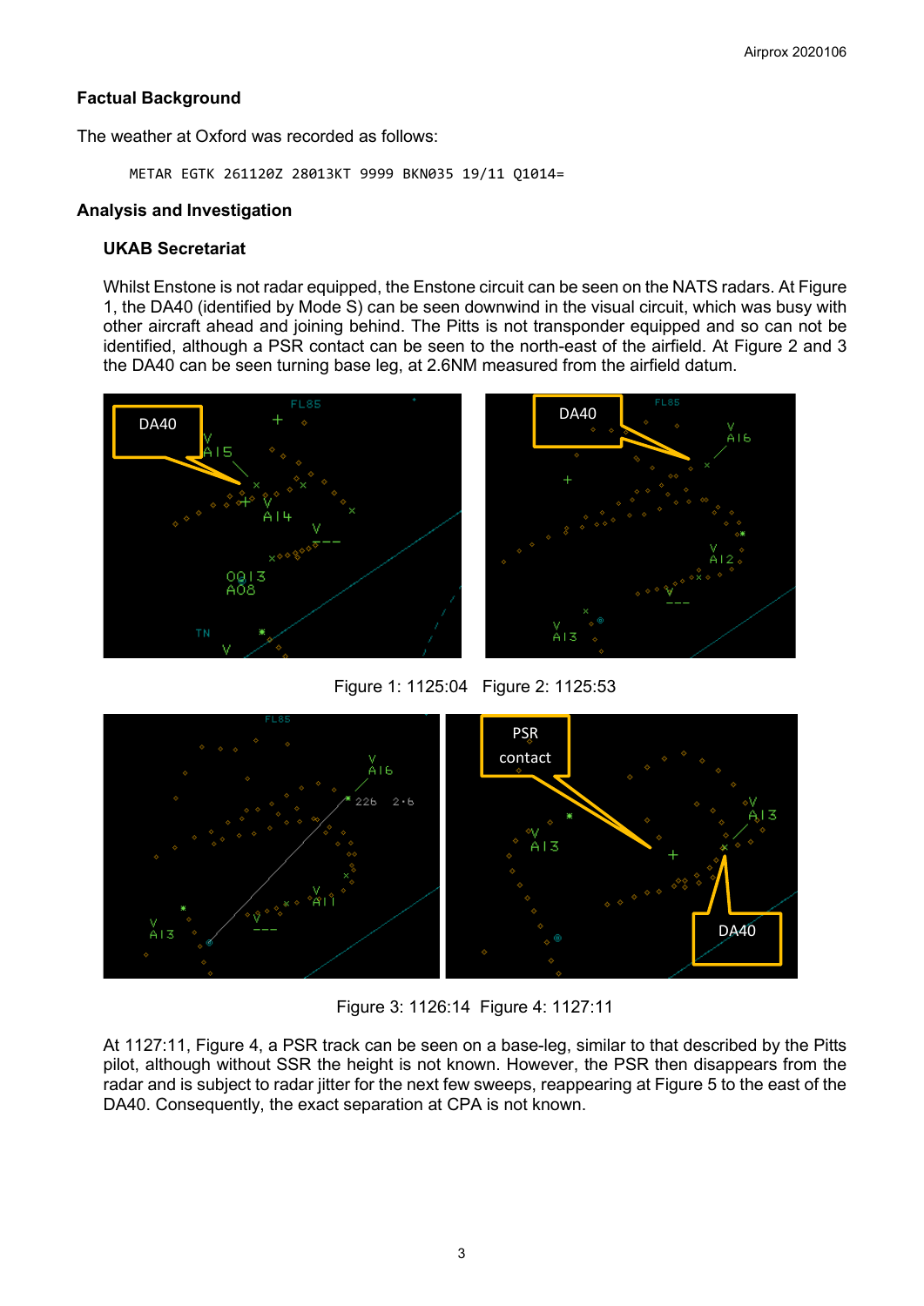## Factual Background

The weather at Oxford was recorded as follows:

```
METAR EGTK 261120Z 28013KT 9999 BKN035 19/11 Q1014=
```

## Analysis and Investigation

### UKAB Secretariat

Whilst Enstone is not radar equipped, the Enstone circuit can be seen on the NATS radars. At Figure 1, the DA40 (identified by Mode S) can be seen downwind in the visual circuit, which was busy with other aircraft ahead and joining behind. The Pitts is not transponder equipped and so can not be identified, although a PSR contact can be seen to the north-east of the airfield. At Figure 2 and 3 the DA40 can be seen turning base leg, at 2.6NM measured from the airfield datum.

Figure 1: 1125:04 Figure 2: 1125:53

Figure 3: 1126:14 Figure 4: 1127:11

At 1127:11, Figure 4, a PSR track can be seen on a base-leg, similar to that described by the Pitts pilot, although without SSR the height is not known. However, the PSR then disappears from the radar and is subject to radar jitter for the next few sweeps, reappearing at Figure 5 to the east of the DA40. Consequently, the exact separation at CPA is not known.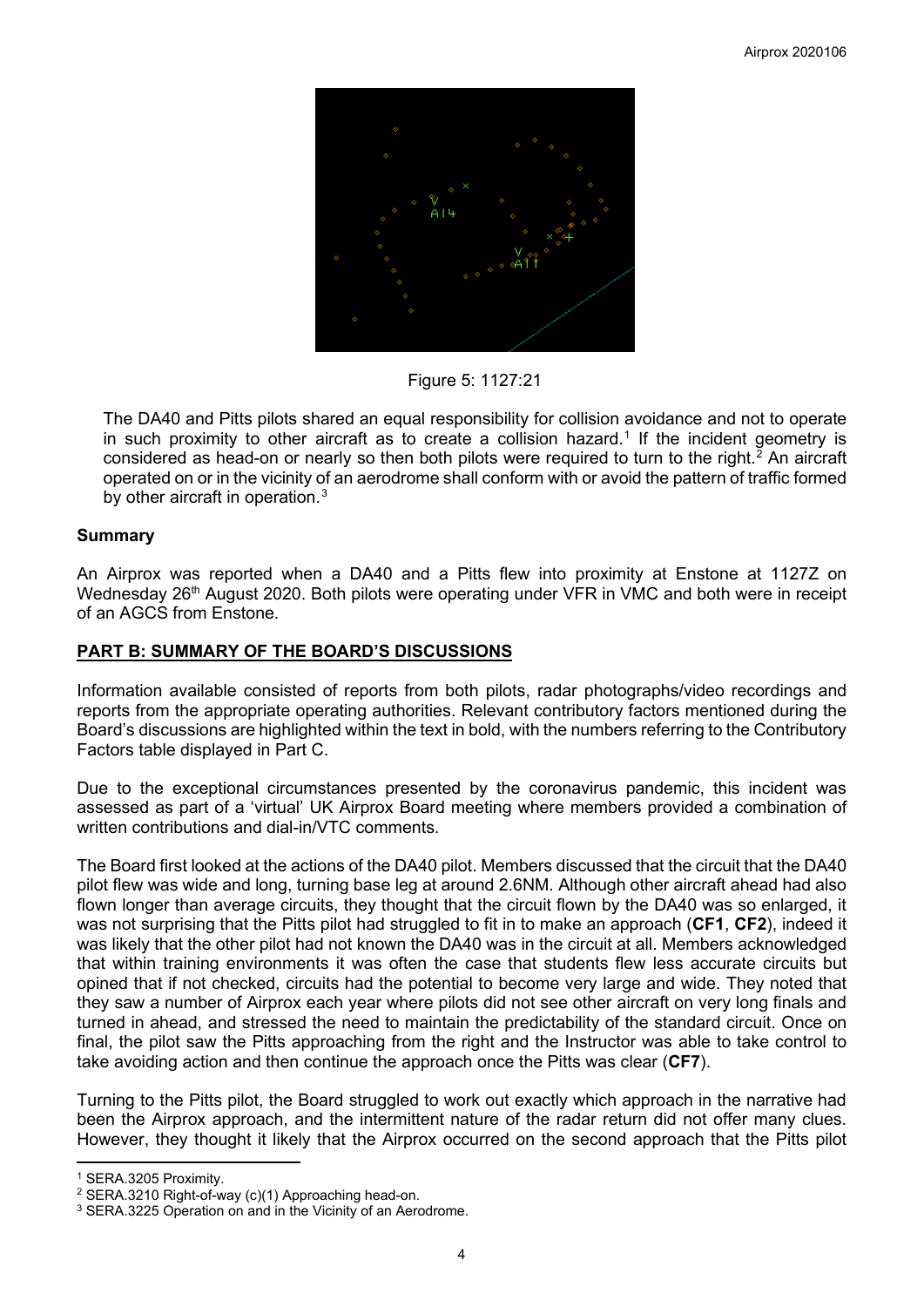Figure 5: 1127:21

The DA40 and Pitts pilots shared an equal responsibility for collision avoidance and not to operate in such proximity to other aircraft as to create a collision hazard.[1] If the incident geometry is considered as head-on or nearly so then both pilots were required to turn to the right.[2] An aircraft operated on or in the vicinity of an aerodrome shall conform with or avoid the pattern of traffic formed by other aircraft in operation.[3]

## Summary

An Airprox was reported when a DA40 and a Pitts flew into proximity at Enstone at 1127Z on Wednesday 26th August 2020. Both pilots were operating under VFR in VMC and both were in receipt of an AGCS from Enstone.

## PART B: SUMMARY OF THE BOARD'S DISCUSSIONS

Information available consisted of reports from both pilots, radar photographs/video recordings and reports from the appropriate operating authorities. Relevant contributory factors mentioned during the Board's discussions are highlighted within the text in bold, with the numbers referring to the Contributory Factors table displayed in Part C.

Due to the exceptional circumstances presented by the coronavirus pandemic, this incident was assessed as part of a 'virtual' UK Airprox Board meeting where members provided a combination of written contributions and dial-in/VTC comments.

The Board first looked at the actions of the DA40 pilot. Members discussed that the circuit that the DA40 pilot flew was wide and long, turning base leg at around 2.6NM. Although other aircraft ahead had also flown longer than average circuits, they thought that the circuit flown by the DA40 was so enlarged, it was not surprising that the Pitts pilot had struggled to fit in to make an approach (**CF1**, **CF2**), indeed it was likely that the other pilot had not known the DA40 was in the circuit at all. Members acknowledged that within training environments it was often the case that students flew less accurate circuits but opined that if not checked, circuits had the potential to become very large and wide. They noted that they saw a number of Airprox each year where pilots did not see other aircraft on very long finals and turned in ahead, and stressed the need to maintain the predictability of the standard circuit. Once on final, the pilot saw the Pitts approaching from the right and the Instructor was able to take control to take avoiding action and then continue the approach once the Pitts was clear (**CF7**).

Turning to the Pitts pilot, the Board struggled to work out exactly which approach in the narrative had been the Airprox approach, and the intermittent nature of the radar return did not offer many clues. However, they thought it likely that the Airprox occurred on the second approach that the Pitts pilot

[1] SERA.3205 Proximity.

[2] SERA.3210 Right-of-way (c)(1) Approaching head-on.

[3] SERA.3225 Operation on and in the Vicinity of an Aerodrome.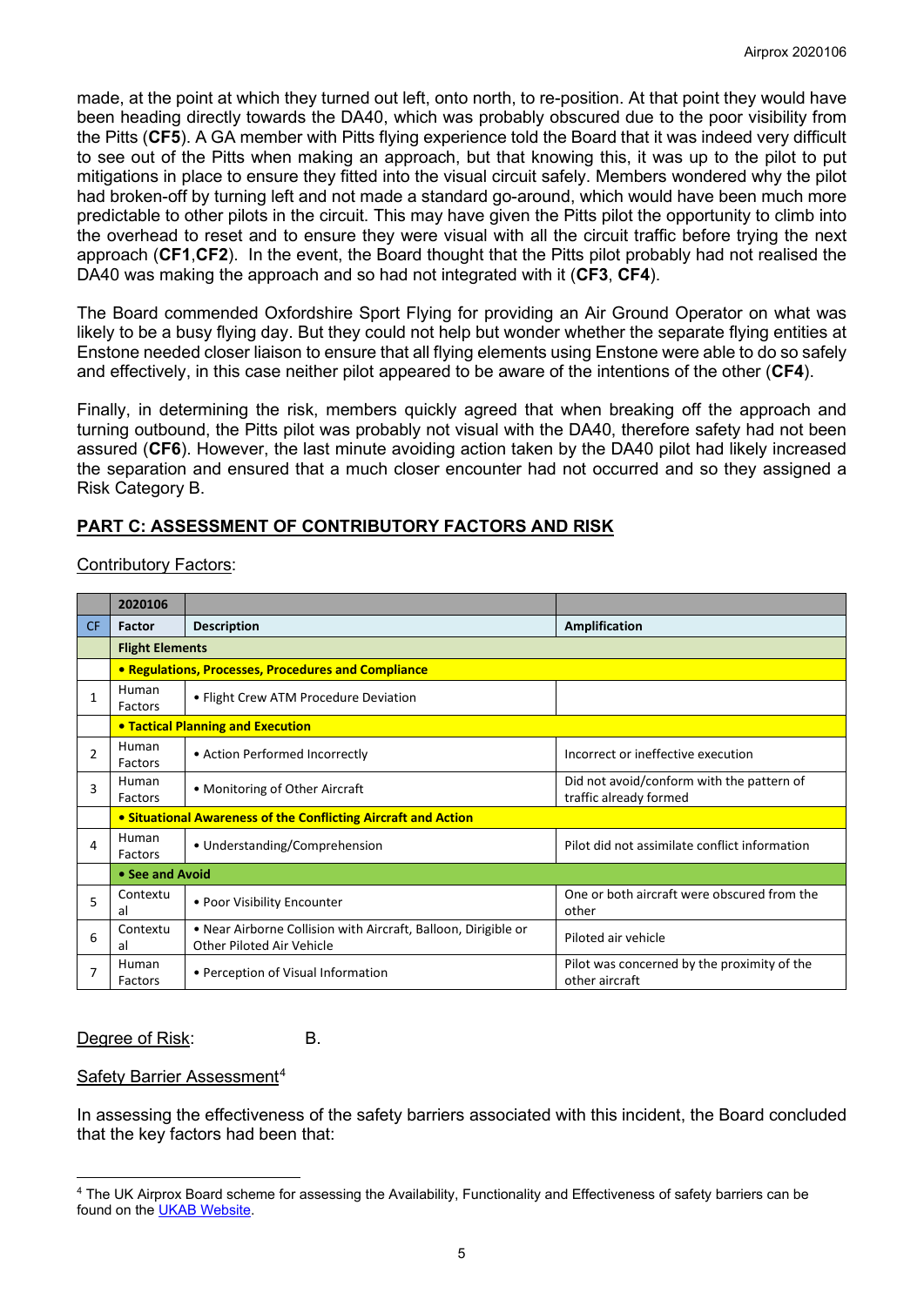made, at the point at which they turned out left, onto north, to re-position. At that point they would have been heading directly towards the DA40, which was probably obscured due to the poor visibility from the Pitts (**CF5**). A GA member with Pitts flying experience told the Board that it was indeed very difficult to see out of the Pitts when making an approach, but that knowing this, it was up to the pilot to put mitigations in place to ensure they fitted into the visual circuit safely. Members wondered why the pilot had broken-off by turning left and not made a standard go-around, which would have been much more predictable to other pilots in the circuit. This may have given the Pitts pilot the opportunity to climb into the overhead to reset and to ensure they were visual with all the circuit traffic before trying the next approach (**CF1**,**CF2**). In the event, the Board thought that the Pitts pilot probably had not realised the DA40 was making the approach and so had not integrated with it (**CF3**, **CF4**).

The Board commended Oxfordshire Sport Flying for providing an Air Ground Operator on what was likely to be a busy flying day. But they could not help but wonder whether the separate flying entities at Enstone needed closer liaison to ensure that all flying elements using Enstone were able to do so safely and effectively, in this case neither pilot appeared to be aware of the intentions of the other (**CF4**).

Finally, in determining the risk, members quickly agreed that when breaking off the approach and turning outbound, the Pitts pilot was probably not visual with the DA40, therefore safety had not been assured (**CF6**). However, the last minute avoiding action taken by the DA40 pilot had likely increased the separation and ensured that a much closer encounter had not occurred and so they assigned a Risk Category B.

## PART C: ASSESSMENT OF CONTRIBUTORY FACTORS AND RISK

Contributory Factors:

| | 2020106 | | |
|---|---|---|---|
| **CF** | **Factor** | **Description** | **Amplification** |
| | **Flight Elements** | | |
| | **• Regulations, Processes, Procedures and Compliance** | | |
| 1 | Human Factors | • Flight Crew ATM Procedure Deviation | |
| | **• Tactical Planning and Execution** | | |
| 2 | Human Factors | • Action Performed Incorrectly | Incorrect or ineffective execution |
| 3 | Human Factors | • Monitoring of Other Aircraft | Did not avoid/conform with the pattern of traffic already formed |
| | **• Situational Awareness of the Conflicting Aircraft and Action** | | |
| 4 | Human Factors | • Understanding/Comprehension | Pilot did not assimilate conflict information |
| | **• See and Avoid** | | |
| 5 | Contextual | • Poor Visibility Encounter | One or both aircraft were obscured from the other |
| 6 | Contextual | • Near Airborne Collision with Aircraft, Balloon, Dirigible or Other Piloted Air Vehicle | Piloted air vehicle |
| 7 | Human Factors | • Perception of Visual Information | Pilot was concerned by the proximity of the other aircraft |

Degree of Risk: B.

Safety Barrier Assessment[4]

In assessing the effectiveness of the safety barriers associated with this incident, the Board concluded that the key factors had been that:

[4] The UK Airprox Board scheme for assessing the Availability, Functionality and Effectiveness of safety barriers can be found on the UKAB Website.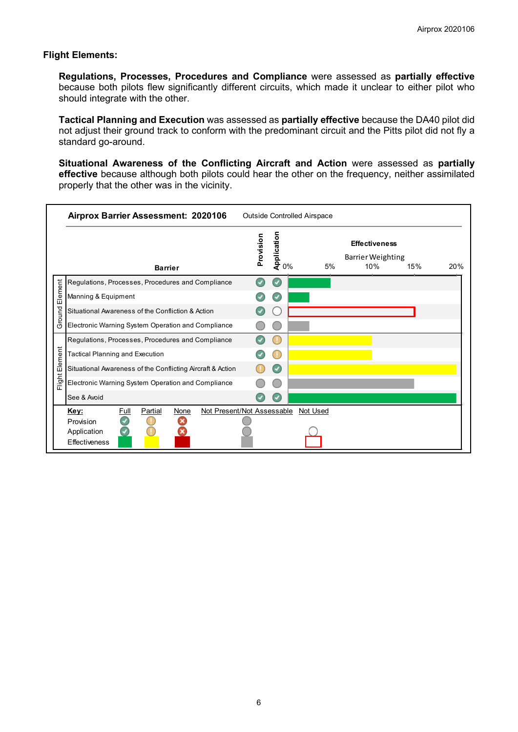**Flight Elements:**

**Regulations, Processes, Procedures and Compliance** were assessed as **partially effective** because both pilots flew significantly different circuits, which made it unclear to either pilot who should integrate with the other.

**Tactical Planning and Execution** was assessed as **partially effective** because the DA40 pilot did not adjust their ground track to conform with the predominant circuit and the Pitts pilot did not fly a standard go-around.

**Situational Awareness of the Conflicting Aircraft and Action** were assessed as **partially effective** because although both pilots could hear the other on the frequency, neither assimilated properly that the other was in the vicinity.

**Airprox Barrier Assessment: 2020106** Outside Controlled Airspace

Effectiveness

Barrier Weighting

0% 5% 10% 15% 20%

| Element | Barrier | Provision | Application |
|---|---|---|---|
| Ground Element | Regulations, Processes, Procedures and Compliance | Full | Full |
| | Manning & Equipment | Full | Full |
| | Situational Awareness of the Confliction & Action | Full | Not Used |
| | Electronic Warning System Operation and Compliance | Not Present/Not Assessable | Not Present/Not Assessable |
| Flight Element | Regulations, Processes, Procedures and Compliance | Full | Partial |
| | Tactical Planning and Execution | Full | Partial |
| | Situational Awareness of the Conflicting Aircraft & Action | Partial | Full |
| | Electronic Warning System Operation and Compliance | Not Present/Not Assessable | Not Present/Not Assessable |
| | See & Avoid | Full | Full |

**Key:** Full, Partial, None, Not Present/Not Assessable, Not Used

Provision

Application

Effectiveness